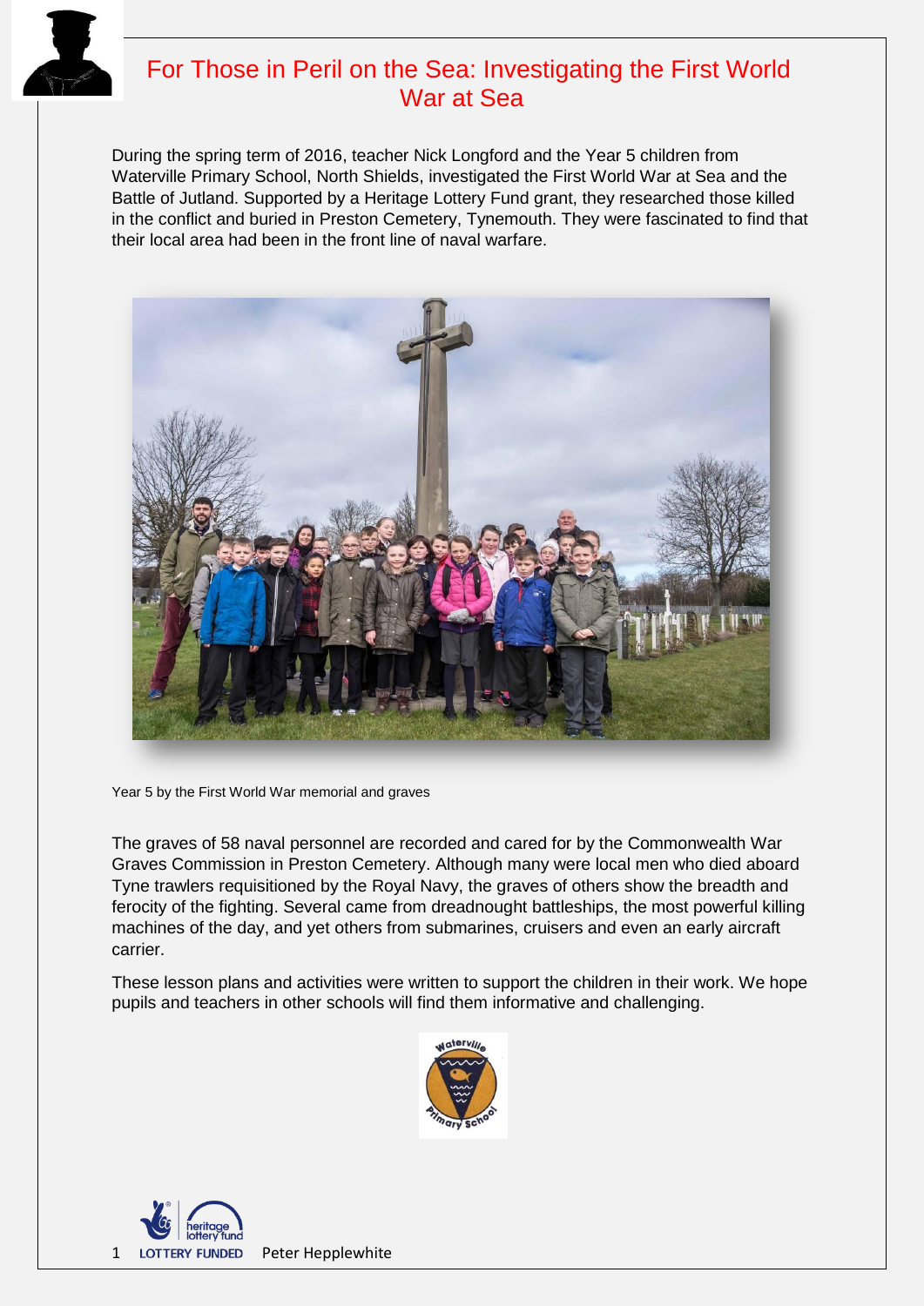# For Those in Peril on the Sea: Investigating the First World War at Sea

During the spring term of 2016, teacher Nick Longford and the Year 5 children from Waterville Primary School, North Shields, investigated the First World War at Sea and the Battle of Jutland. Supported by a Heritage Lottery Fund grant, they researched those killed in the conflict and buried in Preston Cemetery, Tynemouth. They were fascinated to find that their local area had been in the front line of naval warfare.

Year 5 by the First World War memorial and graves

The graves of 58 naval personnel are recorded and cared for by the Commonwealth War Graves Commission in Preston Cemetery. Although many were local men who died aboard Tyne trawlers requisitioned by the Royal Navy, the graves of others show the breadth and ferocity of the fighting. Several came from dreadnought battleships, the most powerful killing machines of the day, and yet others from submarines, cruisers and even an early aircraft carrier.

These lesson plans and activities were written to support the children in their work. We hope pupils and teachers in other schools will find them informative and challenging.

Peter Hepplewhite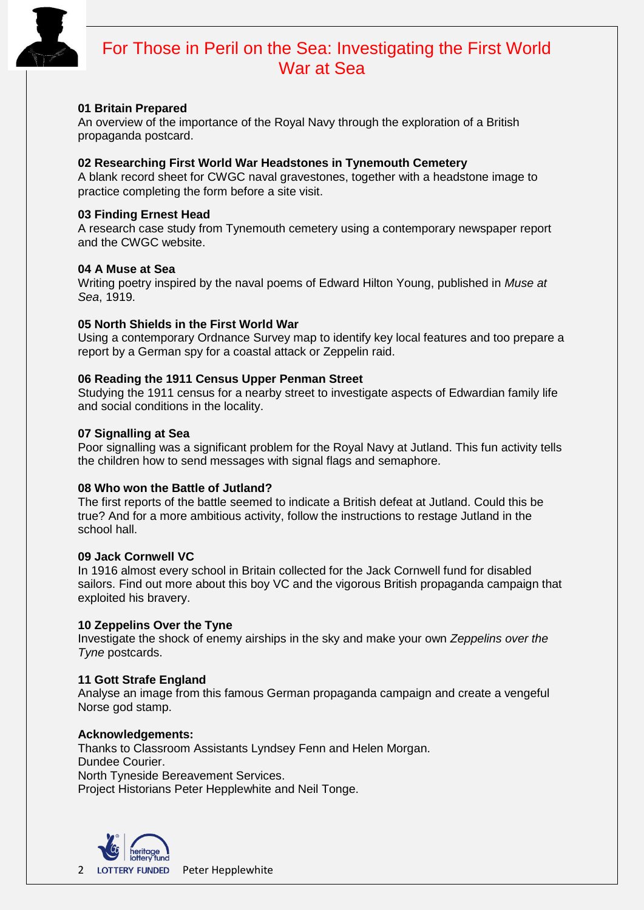# For Those in Peril on the Sea: Investigating the First World War at Sea

**01 Britain Prepared**
An overview of the importance of the Royal Navy through the exploration of a British propaganda postcard.

**02 Researching First World War Headstones in Tynemouth Cemetery**
A blank record sheet for CWGC naval gravestones, together with a headstone image to practice completing the form before a site visit.

**03 Finding Ernest Head**
A research case study from Tynemouth cemetery using a contemporary newspaper report and the CWGC website.

**04 A Muse at Sea**
Writing poetry inspired by the naval poems of Edward Hilton Young, published in *Muse at Sea*, 1919.

**05 North Shields in the First World War**
Using a contemporary Ordnance Survey map to identify key local features and too prepare a report by a German spy for a coastal attack or Zeppelin raid.

**06 Reading the 1911 Census Upper Penman Street**
Studying the 1911 census for a nearby street to investigate aspects of Edwardian family life and social conditions in the locality.

**07 Signalling at Sea**
Poor signalling was a significant problem for the Royal Navy at Jutland. This fun activity tells the children how to send messages with signal flags and semaphore.

**08 Who won the Battle of Jutland?**
The first reports of the battle seemed to indicate a British defeat at Jutland. Could this be true? And for a more ambitious activity, follow the instructions to restage Jutland in the school hall.

**09 Jack Cornwell VC**
In 1916 almost every school in Britain collected for the Jack Cornwell fund for disabled sailors. Find out more about this boy VC and the vigorous British propaganda campaign that exploited his bravery.

**10 Zeppelins Over the Tyne**
Investigate the shock of enemy airships in the sky and make your own *Zeppelins over the Tyne* postcards.

**11 Gott Strafe England**
Analyse an image from this famous German propaganda campaign and create a vengeful Norse god stamp.

**Acknowledgements:**
Thanks to Classroom Assistants Lyndsey Fenn and Helen Morgan.
Dundee Courier.
North Tyneside Bereavement Services.
Project Historians Peter Hepplewhite and Neil Tonge.

heritage lottery fund
LOTTERY FUNDED